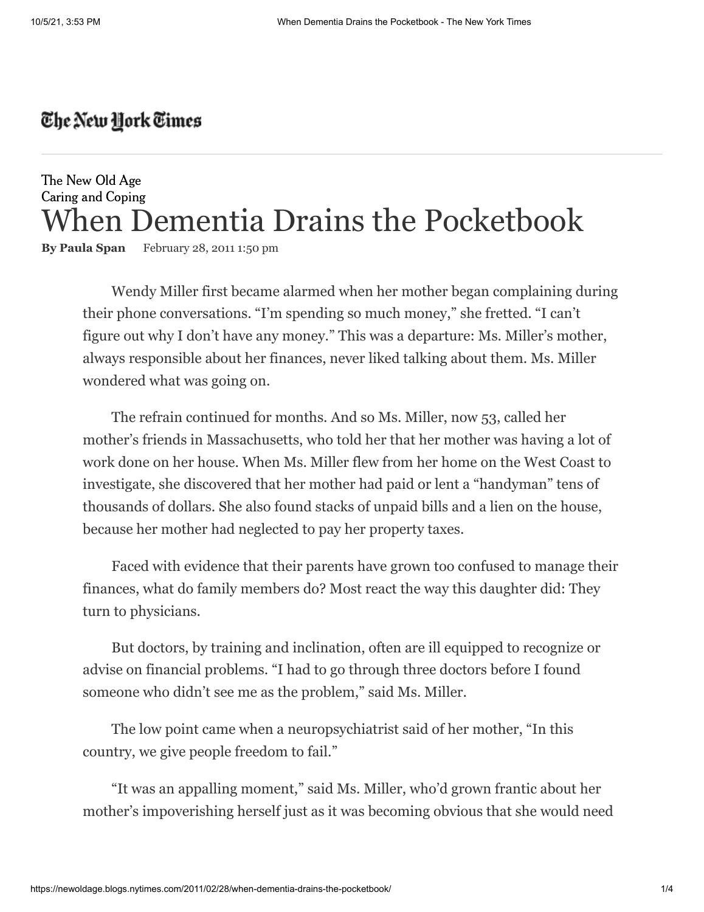The New York Times

The New Old Age
Caring and Coping

# When Dementia Drains the Pocketbook

**By Paula Span** February 28, 2011 1:50 pm

Wendy Miller first became alarmed when her mother began complaining during their phone conversations. "I'm spending so much money," she fretted. "I can't figure out why I don't have any money." This was a departure: Ms. Miller's mother, always responsible about her finances, never liked talking about them. Ms. Miller wondered what was going on.

The refrain continued for months. And so Ms. Miller, now 53, called her mother's friends in Massachusetts, who told her that her mother was having a lot of work done on her house. When Ms. Miller flew from her home on the West Coast to investigate, she discovered that her mother had paid or lent a "handyman" tens of thousands of dollars. She also found stacks of unpaid bills and a lien on the house, because her mother had neglected to pay her property taxes.

Faced with evidence that their parents have grown too confused to manage their finances, what do family members do? Most react the way this daughter did: They turn to physicians.

But doctors, by training and inclination, often are ill equipped to recognize or advise on financial problems. "I had to go through three doctors before I found someone who didn't see me as the problem," said Ms. Miller.

The low point came when a neuropsychiatrist said of her mother, "In this country, we give people freedom to fail."

"It was an appalling moment," said Ms. Miller, who'd grown frantic about her mother's impoverishing herself just as it was becoming obvious that she would need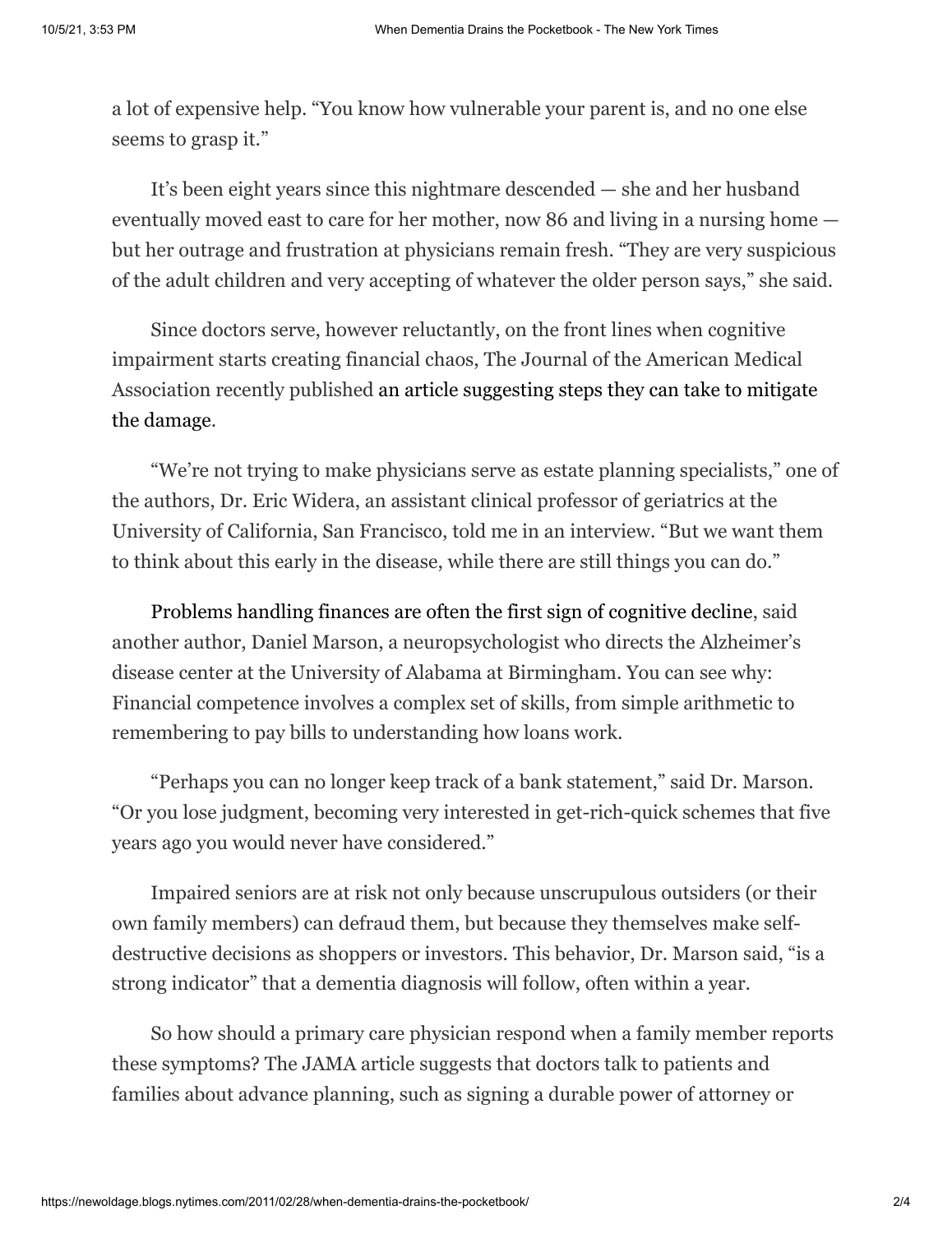a lot of expensive help. "You know how vulnerable your parent is, and no one else seems to grasp it."

It's been eight years since this nightmare descended — she and her husband eventually moved east to care for her mother, now 86 and living in a nursing home — but her outrage and frustration at physicians remain fresh. "They are very suspicious of the adult children and very accepting of whatever the older person says," she said.

Since doctors serve, however reluctantly, on the front lines when cognitive impairment starts creating financial chaos, The Journal of the American Medical Association recently published an article suggesting steps they can take to mitigate the damage.

"We're not trying to make physicians serve as estate planning specialists," one of the authors, Dr. Eric Widera, an assistant clinical professor of geriatrics at the University of California, San Francisco, told me in an interview. "But we want them to think about this early in the disease, while there are still things you can do."

Problems handling finances are often the first sign of cognitive decline, said another author, Daniel Marson, a neuropsychologist who directs the Alzheimer's disease center at the University of Alabama at Birmingham. You can see why: Financial competence involves a complex set of skills, from simple arithmetic to remembering to pay bills to understanding how loans work.

"Perhaps you can no longer keep track of a bank statement," said Dr. Marson. "Or you lose judgment, becoming very interested in get-rich-quick schemes that five years ago you would never have considered."

Impaired seniors are at risk not only because unscrupulous outsiders (or their own family members) can defraud them, but because they themselves make self-destructive decisions as shoppers or investors. This behavior, Dr. Marson said, "is a strong indicator" that a dementia diagnosis will follow, often within a year.

So how should a primary care physician respond when a family member reports these symptoms? The JAMA article suggests that doctors talk to patients and families about advance planning, such as signing a durable power of attorney or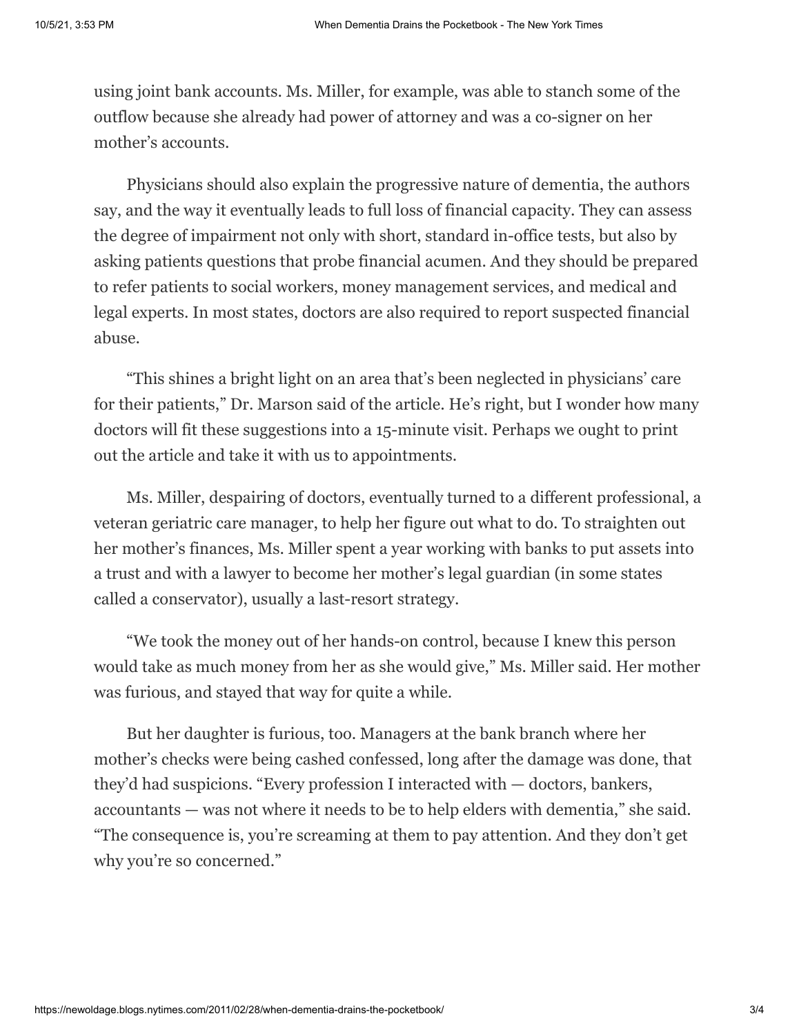using joint bank accounts. Ms. Miller, for example, was able to stanch some of the outflow because she already had power of attorney and was a co-signer on her mother's accounts.

Physicians should also explain the progressive nature of dementia, the authors say, and the way it eventually leads to full loss of financial capacity. They can assess the degree of impairment not only with short, standard in-office tests, but also by asking patients questions that probe financial acumen. And they should be prepared to refer patients to social workers, money management services, and medical and legal experts. In most states, doctors are also required to report suspected financial abuse.

"This shines a bright light on an area that's been neglected in physicians' care for their patients," Dr. Marson said of the article. He's right, but I wonder how many doctors will fit these suggestions into a 15-minute visit. Perhaps we ought to print out the article and take it with us to appointments.

Ms. Miller, despairing of doctors, eventually turned to a different professional, a veteran geriatric care manager, to help her figure out what to do. To straighten out her mother's finances, Ms. Miller spent a year working with banks to put assets into a trust and with a lawyer to become her mother's legal guardian (in some states called a conservator), usually a last-resort strategy.

"We took the money out of her hands-on control, because I knew this person would take as much money from her as she would give," Ms. Miller said. Her mother was furious, and stayed that way for quite a while.

But her daughter is furious, too. Managers at the bank branch where her mother's checks were being cashed confessed, long after the damage was done, that they'd had suspicions. "Every profession I interacted with — doctors, bankers, accountants — was not where it needs to be to help elders with dementia," she said. "The consequence is, you're screaming at them to pay attention. And they don't get why you're so concerned."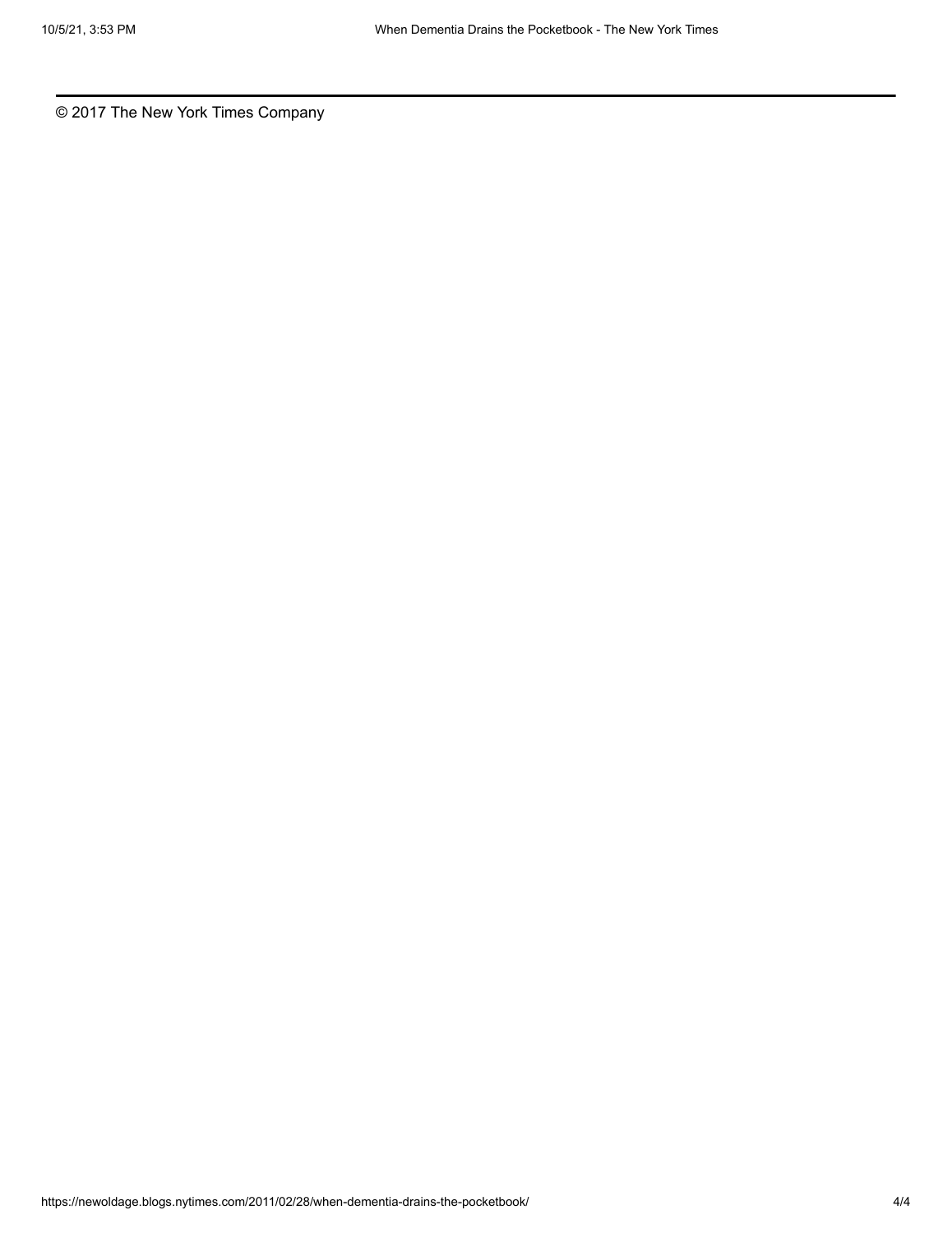© 2017 The New York Times Company